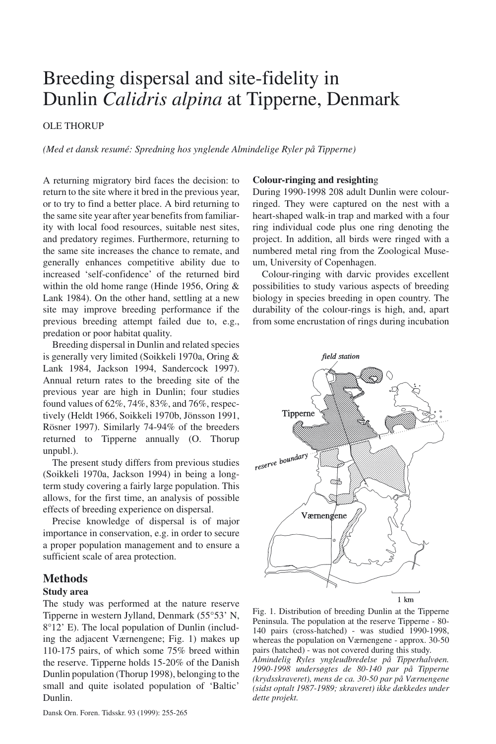# Breeding dispersal and site-fidelity in Dunlin *Calidris alpina* at Tipperne, Denmark

OLE THORUP

*(Med et dansk resumé: Spredning hos ynglende Almindelige Ryler på Tipperne)*

A returning migratory bird faces the decision: to return to the site where it bred in the previous year, or to try to find a better place. A bird returning to the same site year after year benefits from familiarity with local food resources, suitable nest sites, and predatory regimes. Furthermore, returning to the same site increases the chance to remate, and generally enhances competitive ability due to increased 'self-confidence' of the returned bird within the old home range (Hinde 1956, Oring & Lank 1984). On the other hand, settling at a new site may improve breeding performance if the previous breeding attempt failed due to, e.g., predation or poor habitat quality.

Breeding dispersal in Dunlin and related species is generally very limited (Soikkeli 1970a, Oring & Lank 1984, Jackson 1994, Sandercock 1997). Annual return rates to the breeding site of the previous year are high in Dunlin; four studies found values of 62%, 74%, 83%, and 76%, respectively (Heldt 1966, Soikkeli 1970b, Jönsson 1991, Rösner 1997). Similarly 74-94% of the breeders returned to Tipperne annually (O. Thorup unpubl.).

The present study differs from previous studies (Soikkeli 1970a, Jackson 1994) in being a long-term study covering a fairly large population. This allows, for the first time, an analysis of possible effects of breeding experience on dispersal.

Precise knowledge of dispersal is of major importance in conservation, e.g. in order to secure a proper population management and to ensure a sufficient scale of area protection.

## Methods

### Study area

The study was performed at the nature reserve Tipperne in western Jylland, Denmark (55°53' N, 8°12' E). The local population of Dunlin (including the adjacent Værnengene; Fig. 1) makes up 110-175 pairs, of which some 75% breed within the reserve. Tipperne holds 15-20% of the Danish Dunlin population (Thorup 1998), belonging to the small and quite isolated population of 'Baltic' Dunlin.

### Colour-ringing and resighting

During 1990-1998 208 adult Dunlin were colour-ringed. They were captured on the nest with a heart-shaped walk-in trap and marked with a four ring individual code plus one ring denoting the project. In addition, all birds were ringed with a numbered metal ring from the Zoological Museum, University of Copenhagen.

Colour-ringing with darvic provides excellent possibilities to study various aspects of breeding biology in species breeding in open country. The durability of the colour-rings is high, and, apart from some encrustation of rings during incubation

Fig. 1. Distribution of breeding Dunlin at the Tipperne Peninsula. The population at the reserve Tipperne - 80-140 pairs (cross-hatched) - was studied 1990-1998, whereas the population on Værnengene - approx. 30-50 pairs (hatched) - was not covered during this study.
*Almindelig Ryles yngleudbredelse på Tipperhalvøen. 1990-1998 undersøgtes de 80-140 par på Tipperne (krydsskraveret), mens de ca. 30-50 par på Værnengene (sidst optalt 1987-1989; skraveret) ikke dækkedes under dette projekt.*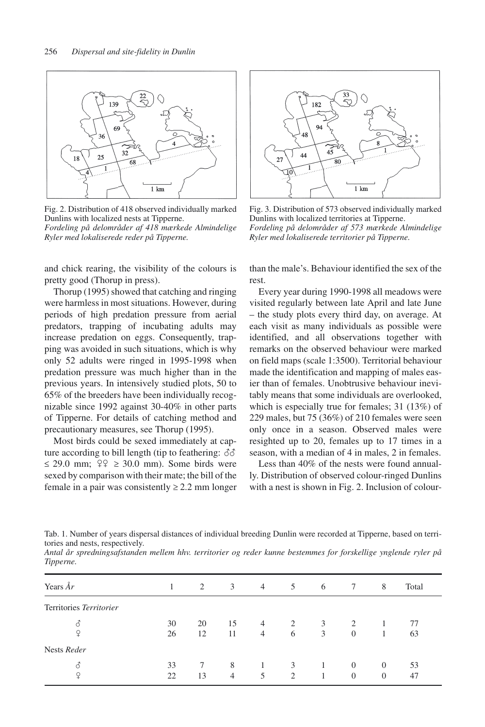Fig. 2. Distribution of 418 observed individually marked Dunlins with localized nests at Tipperne.
*Fordeling på delområder af 418 mærkede Almindelige Ryler med lokaliserede reder på Tipperne.*

Fig. 3. Distribution of 573 observed individually marked Dunlins with localized territories at Tipperne.
*Fordeling på delområder af 573 mærkede Almindelige Ryler med lokaliserede territorier på Tipperne.*

and chick rearing, the visibility of the colours is pretty good (Thorup in press).

Thorup (1995) showed that catching and ringing were harmless in most situations. However, during periods of high predation pressure from aerial predators, trapping of incubating adults may increase predation on eggs. Consequently, trapping was avoided in such situations, which is why only 52 adults were ringed in 1995-1998 when predation pressure was much higher than in the previous years. In intensively studied plots, 50 to 65% of the breeders have been individually recognizable since 1992 against 30-40% in other parts of Tipperne. For details of catching method and precautionary measures, see Thorup (1995).

Most birds could be sexed immediately at capture according to bill length (tip to feathering: ♂♂ ≤ 29.0 mm; ♀♀ ≥ 30.0 mm). Some birds were sexed by comparison with their mate; the bill of the female in a pair was consistently ≥ 2.2 mm longer than the male's. Behaviour identified the sex of the rest.

Every year during 1990-1998 all meadows were visited regularly between late April and late June – the study plots every third day, on average. At each visit as many individuals as possible were identified, and all observations together with remarks on the observed behaviour were marked on field maps (scale 1:3500). Territorial behaviour made the identification and mapping of males easier than of females. Unobtrusive behaviour inevitably means that some individuals are overlooked, which is especially true for females; 31 (13%) of 229 males, but 75 (36%) of 210 females were seen only once in a season. Observed males were resighted up to 20, females up to 17 times in a season, with a median of 4 in males, 2 in females.

Less than 40% of the nests were found annually. Distribution of observed colour-ringed Dunlins with a nest is shown in Fig. 2. Inclusion of colour-

Tab. 1. Number of years dispersal distances of individual breeding Dunlin were recorded at Tipperne, based on territories and nests, respectively.
*Antal år spredningsafstanden mellem hhv. territorier og reder kunne bestemmes for forskellige ynglende ryler på Tipperne.*

| Years *År* | 1 | 2 | 3 | 4 | 5 | 6 | 7 | 8 | Total |
|---|---|---|---|---|---|---|---|---|---|
| Territories *Territorier* | | | | | | | | | |
| ♂ | 30 | 20 | 15 | 4 | 2 | 3 | 2 | 1 | 77 |
| ♀ | 26 | 12 | 11 | 4 | 6 | 3 | 0 | 1 | 63 |
| Nests *Reder* | | | | | | | | | |
| ♂ | 33 | 7 | 8 | 1 | 3 | 1 | 0 | 0 | 53 |
| ♀ | 22 | 13 | 4 | 5 | 2 | 1 | 0 | 0 | 47 |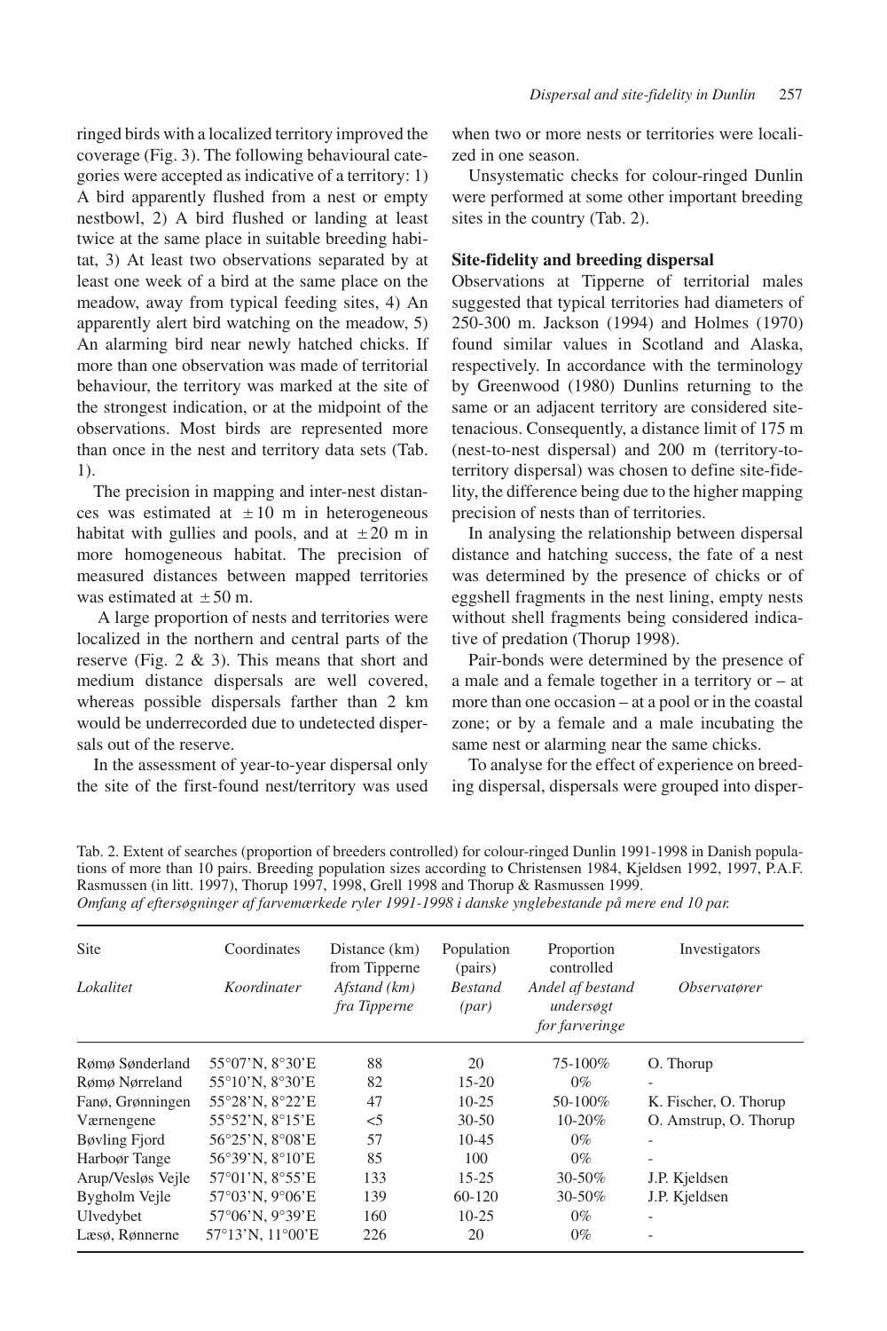ringed birds with a localized territory improved the coverage (Fig. 3). The following behavioural categories were accepted as indicative of a territory: 1) A bird apparently flushed from a nest or empty nestbowl, 2) A bird flushed or landing at least twice at the same place in suitable breeding habitat, 3) At least two observations separated by at least one week of a bird at the same place on the meadow, away from typical feeding sites, 4) An apparently alert bird watching on the meadow, 5) An alarming bird near newly hatched chicks. If more than one observation was made of territorial behaviour, the territory was marked at the site of the strongest indication, or at the midpoint of the observations. Most birds are represented more than once in the nest and territory data sets (Tab. 1).

The precision in mapping and inter-nest distances was estimated at ± 10 m in heterogeneous habitat with gullies and pools, and at ± 20 m in more homogeneous habitat. The precision of measured distances between mapped territories was estimated at ± 50 m.

A large proportion of nests and territories were localized in the northern and central parts of the reserve (Fig. 2 & 3). This means that short and medium distance dispersals are well covered, whereas possible dispersals farther than 2 km would be underrecorded due to undetected dispersals out of the reserve.

In the assessment of year-to-year dispersal only the site of the first-found nest/territory was used when two or more nests or territories were localized in one season.

Unsystematic checks for colour-ringed Dunlin were performed at some other important breeding sites in the country (Tab. 2).

### Site-fidelity and breeding dispersal

Observations at Tipperne of territorial males suggested that typical territories had diameters of 250-300 m. Jackson (1994) and Holmes (1970) found similar values in Scotland and Alaska, respectively. In accordance with the terminology by Greenwood (1980) Dunlins returning to the same or an adjacent territory are considered site-tenacious. Consequently, a distance limit of 175 m (nest-to-nest dispersal) and 200 m (territory-to-territory dispersal) was chosen to define site-fidelity, the difference being due to the higher mapping precision of nests than of territories.

In analysing the relationship between dispersal distance and hatching success, the fate of a nest was determined by the presence of chicks or of eggshell fragments in the nest lining, empty nests without shell fragments being considered indicative of predation (Thorup 1998).

Pair-bonds were determined by the presence of a male and a female together in a territory or – at more than one occasion – at a pool or in the coastal zone; or by a female and a male incubating the same nest or alarming near the same chicks.

To analyse for the effect of experience on breeding dispersal, dispersals were grouped into disper-

Tab. 2. Extent of searches (proportion of breeders controlled) for colour-ringed Dunlin 1991-1998 in Danish populations of more than 10 pairs. Breeding population sizes according to Christensen 1984, Kjeldsen 1992, 1997, P.A.F. Rasmussen (in litt. 1997), Thorup 1997, 1998, Grell 1998 and Thorup & Rasmussen 1999.
*Omfang af eftersøgninger af farvemærkede ryler 1991-1998 i danske ynglebestande på mere end 10 par.*

| Site<br>*Lokalitet* | Coordinates<br>*Koordinater* | Distance (km) from Tipperne<br>*Afstand (km) fra Tipperne* | Population (pairs)<br>*Bestand (par)* | Proportion controlled<br>*Andel af bestand undersøgt for farveringe* | Investigators<br>*Observatører* |
|---|---|---|---|---|---|
| Rømø Sønderland | 55°07'N, 8°30'E | 88 | 20 | 75-100% | O. Thorup |
| Rømø Nørreland | 55°10'N, 8°30'E | 82 | 15-20 | 0% | - |
| Fanø, Grønningen | 55°28'N, 8°22'E | 47 | 10-25 | 50-100% | K. Fischer, O. Thorup |
| Værnengene | 55°52'N, 9°15'E | <5 | 30-50 | 10-20% | O. Amstrup, O. Thorup |
| Bøvling Fjord | 56°25'N, 8°08'E | 57 | 10-45 | 0% | - |
| Harboør Tange | 56°39'N, 8°10'E | 85 | 100 | 0% | - |
| Arup/Vesløs Vejle | 57°01'N, 8°55'E | 133 | 15-25 | 30-50% | J.P. Kjeldsen |
| Bygholm Vejle | 57°03'N, 9°06'E | 139 | 60-120 | 30-50% | J.P. Kjeldsen |
| Ulvedybet | 57°06'N, 9°39'E | 160 | 10-25 | 0% | - |
| Læsø, Rønnerne | 57°13'N, 11°00'E | 226 | 20 | 0% | - |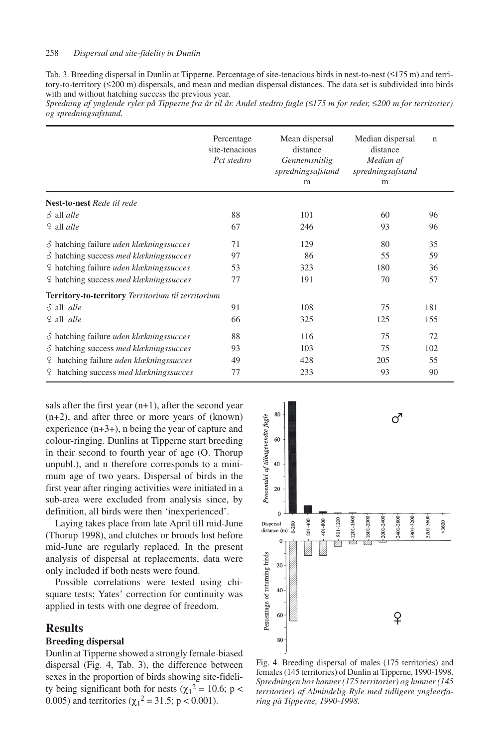Tab. 3. Breeding dispersal in Dunlin at Tipperne. Percentage of site-tenacious birds in nest-to-nest (≤175 m) and territory-to-territory (≤200 m) dispersals, and mean and median dispersal distances. The data set is subdivided into birds with and without hatching success the previous year.
*Spredning af ynglende ryler på Tipperne fra år til år. Andel stedtro fugle (≤175 m for reder, ≤200 m for territorier) og spredningsafstand.*

| | Percentage site-tenacious *Pct stedtro* | Mean dispersal distance *Gennemsnitlig spredningsafstand* m | Median dispersal distance *Median af spredningsafstand* m | n |
|---|---|---|---|---|
| **Nest-to-nest** *Rede til rede* | | | | |
| ♂ all *alle* | 88 | 101 | 60 | 96 |
| ♀ all *alle* | 67 | 246 | 93 | 96 |
| ♂ hatching failure *uden klækningssucces* | 71 | 129 | 80 | 35 |
| ♂ hatching success *med klækningssucces* | 97 | 86 | 55 | 59 |
| ♀ hatching failure *uden klækningssucces* | 53 | 323 | 180 | 36 |
| ♀ hatching success *med klækningssucces* | 77 | 191 | 70 | 57 |
| **Territory-to-territory** *Territorium til territorium* | | | | |
| ♂ all *alle* | 91 | 108 | 75 | 181 |
| ♀ all *alle* | 66 | 325 | 125 | 155 |
| ♂ hatching failure *uden klækningssucces* | 88 | 116 | 75 | 72 |
| ♂ hatching success *med klækningssucces* | 93 | 103 | 75 | 102 |
| ♀ hatching failure *uden klækningssucces* | 49 | 428 | 205 | 55 |
| ♀ hatching success *med klækningssucces* | 77 | 233 | 93 | 90 |

sals after the first year (n+1), after the second year (n+2), and after three or more years of (known) experience (n+3+), n being the year of capture and colour-ringing. Dunlins at Tipperne start breeding in their second to fourth year of age (O. Thorup unpubl.), and n therefore corresponds to a minimum age of two years. Dispersal of birds in the first year after ringing activities were initiated in a sub-area were excluded from analysis since, by definition, all birds were then 'inexperienced'.

Laying takes place from late April till mid-June (Thorup 1998), and clutches or broods lost before mid-June are regularly replaced. In the present analysis of dispersal at replacements, data were only included if both nests were found.

Possible correlations were tested using chi-square tests; Yates' correction for continuity was applied in tests with one degree of freedom.

## Results

### Breeding dispersal

Dunlin at Tipperne showed a strongly female-biased dispersal (Fig. 4, Tab. 3), the difference between sexes in the proportion of birds showing site-fidelity being significant both for nests ($\chi_1^2 = 10.6$; $p < 0.005$) and territories ($\chi_1^2 = 31.5$; $p < 0.001$).

Fig. 4. Breeding dispersal of males (175 territories) and females (145 territories) of Dunlin at Tipperne, 1990-1998.
*Spredningen hos hanner (175 territorier) og hunner (145 territorier) af Almindelig Ryle med tidligere yngleerfaring på Tipperne, 1990-1998.*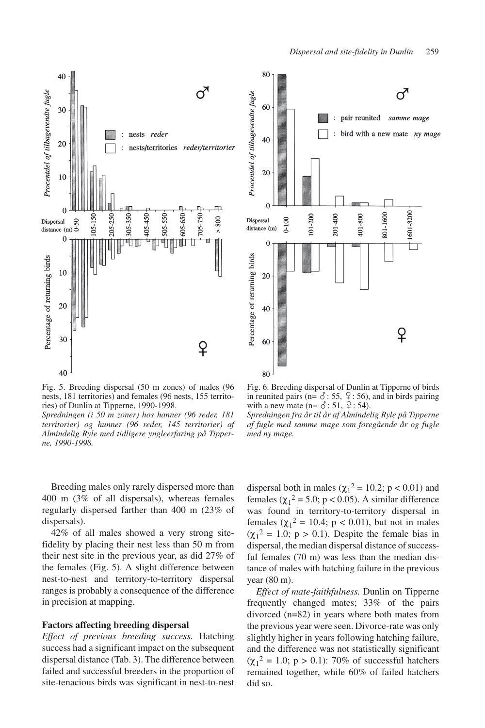Fig. 5. Breeding dispersal (50 m zones) of males (96 nests, 181 territories) and females (96 nests, 155 territories) of Dunlin at Tipperne, 1990-1998.
*Spredningen (i 50 m zoner) hos hanner (96 reder, 181 territorier) og hunner (96 reder, 145 territorier) af Almindelig Ryle med tidligere yngleerfaring på Tipperne, 1990-1998.*

Fig. 6. Breeding dispersal of Dunlin at Tipperne of birds in reunited pairs (n= ♂: 55, ♀: 56), and in birds pairing with a new mate (n= ♂: 51, ♀: 54).
*Spredningen fra år til år af Almindelig Ryle på Tipperne af fugle med samme mage som foregående år og fugle med ny mage.*

Breeding males only rarely dispersed more than 400 m (3% of all dispersals), whereas females regularly dispersed farther than 400 m (23% of dispersals).

42% of all males showed a very strong site-fidelity by placing their nest less than 50 m from their nest site in the previous year, as did 27% of the females (Fig. 5). A slight difference between nest-to-nest and territory-to-territory dispersal ranges is probably a consequence of the difference in precision at mapping.

### Factors affecting breeding dispersal

*Effect of previous breeding success.* Hatching success had a significant impact on the subsequent dispersal distance (Tab. 3). The difference between failed and successful breeders in the proportion of site-tenacious birds was significant in nest-to-nest dispersal both in males ($\chi_1^2 = 10.2$; $p < 0.01$) and females ($\chi_1^2 = 5.0$; $p < 0.05$). A similar difference was found in territory-to-territory dispersal in females ($\chi_1^2 = 10.4$; $p < 0.01$), but not in males ($\chi_1^2 = 1.0$; $p > 0.1$). Despite the female bias in dispersal, the median dispersal distance of successful females (70 m) was less than the median distance of males with hatching failure in the previous year (80 m).

*Effect of mate-faithfulness.* Dunlin on Tipperne frequently changed mates; 33% of the pairs divorced (n=82) in years where both mates from the previous year were seen. Divorce-rate was only slightly higher in years following hatching failure, and the difference was not statistically significant ($\chi_1^2 = 1.0$; $p > 0.1$): 70% of successful hatchers remained together, while 60% of failed hatchers did so.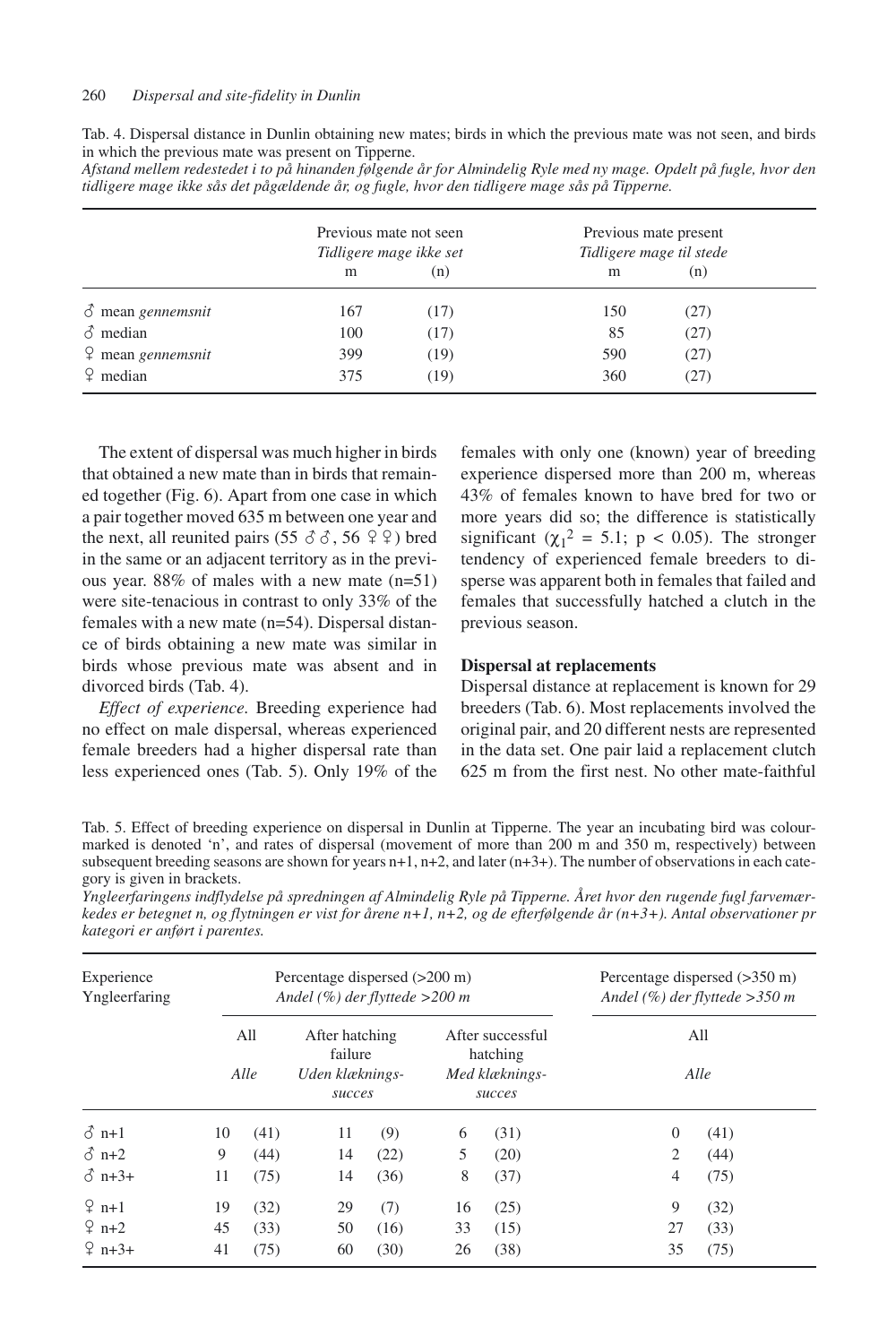Tab. 4. Dispersal distance in Dunlin obtaining new mates; birds in which the previous mate was not seen, and birds in which the previous mate was present on Tipperne.
*Afstand mellem redestedet i to på hinanden følgende år for Almindelig Ryle med ny mage. Opdelt på fugle, hvor den tidligere mage ikke sås det pågældende år, og fugle, hvor den tidligere mage sås på Tipperne.*

| | Previous mate not seen *Tidligere mage ikke set* | | Previous mate present *Tidligere mage til stede* | |
|---|---|---|---|---|
| | m | (n) | m | (n) |
| ♂ mean *gennemsnit* | 167 | (17) | 150 | (27) |
| ♂ median | 100 | (17) | 85 | (27) |
| ♀ mean *gennemsnit* | 399 | (19) | 590 | (27) |
| ♀ median | 375 | (19) | 360 | (27) |

The extent of dispersal was much higher in birds that obtained a new mate than in birds that remained together (Fig. 6). Apart from one case in which a pair together moved 635 m between one year and the next, all reunited pairs (55 ♂♂, 56 ♀♀) bred in the same or an adjacent territory as in the previous year. 88% of males with a new mate (n=51) were site-tenacious in contrast to only 33% of the females with a new mate (n=54). Dispersal distance of birds obtaining a new mate was similar in birds whose previous mate was absent and in divorced birds (Tab. 4).

*Effect of experience.* Breeding experience had no effect on male dispersal, whereas experienced female breeders had a higher dispersal rate than less experienced ones (Tab. 5). Only 19% of the females with only one (known) year of breeding experience dispersed more than 200 m, whereas 43% of females known to have bred for two or more years did so; the difference is statistically significant ($\chi_1^2 = 5.1$; $p < 0.05$). The stronger tendency of experienced female breeders to disperse was apparent both in females that failed and females that successfully hatched a clutch in the previous season.

**Dispersal at replacements**

Dispersal distance at replacement is known for 29 breeders (Tab. 6). Most replacements involved the original pair, and 20 different nests are represented in the data set. One pair laid a replacement clutch 625 m from the first nest. No other mate-faithful

Tab. 5. Effect of breeding experience on dispersal in Dunlin at Tipperne. The year an incubating bird was colourmarked is denoted 'n', and rates of dispersal (movement of more than 200 m and 350 m, respectively) between subsequent breeding seasons are shown for years n+1, n+2, and later (n+3+). The number of observations in each category is given in brackets.
*Yngleerfaringens indflydelse på spredningen af Almindelig Ryle på Tipperne. Året hvor den rugende fugl farvemærkedes er betegnet n, og flytningen er vist for årene n+1, n+2, og de efterfølgende år (n+3+). Antal observationer pr kategori er anført i parentes.*

| Experience *Yngleerfaring* | Percentage dispersed (>200 m) *Andel (%) der flyttede >200 m* | | | | | | Percentage dispersed (>350 m) *Andel (%) der flyttede >350 m* | |
|---|---|---|---|---|---|---|---|---|
| | All *Alle* | | After hatching failure *Uden klæknings-succes* | | After successful hatching *Med klæknings-succes* | | All *Alle* | |
| ♂ n+1 | 10 | (41) | 11 | (9) | 6 | (31) | 0 | (41) |
| ♂ n+2 | 9 | (44) | 14 | (22) | 5 | (20) | 2 | (44) |
| ♂ n+3+ | 11 | (75) | 14 | (36) | 8 | (37) | 4 | (75) |
| ♀ n+1 | 19 | (32) | 29 | (7) | 16 | (25) | 9 | (32) |
| ♀ n+2 | 45 | (33) | 50 | (16) | 33 | (15) | 27 | (33) |
| ♀ n+3+ | 41 | (75) | 60 | (30) | 26 | (38) | 35 | (75) |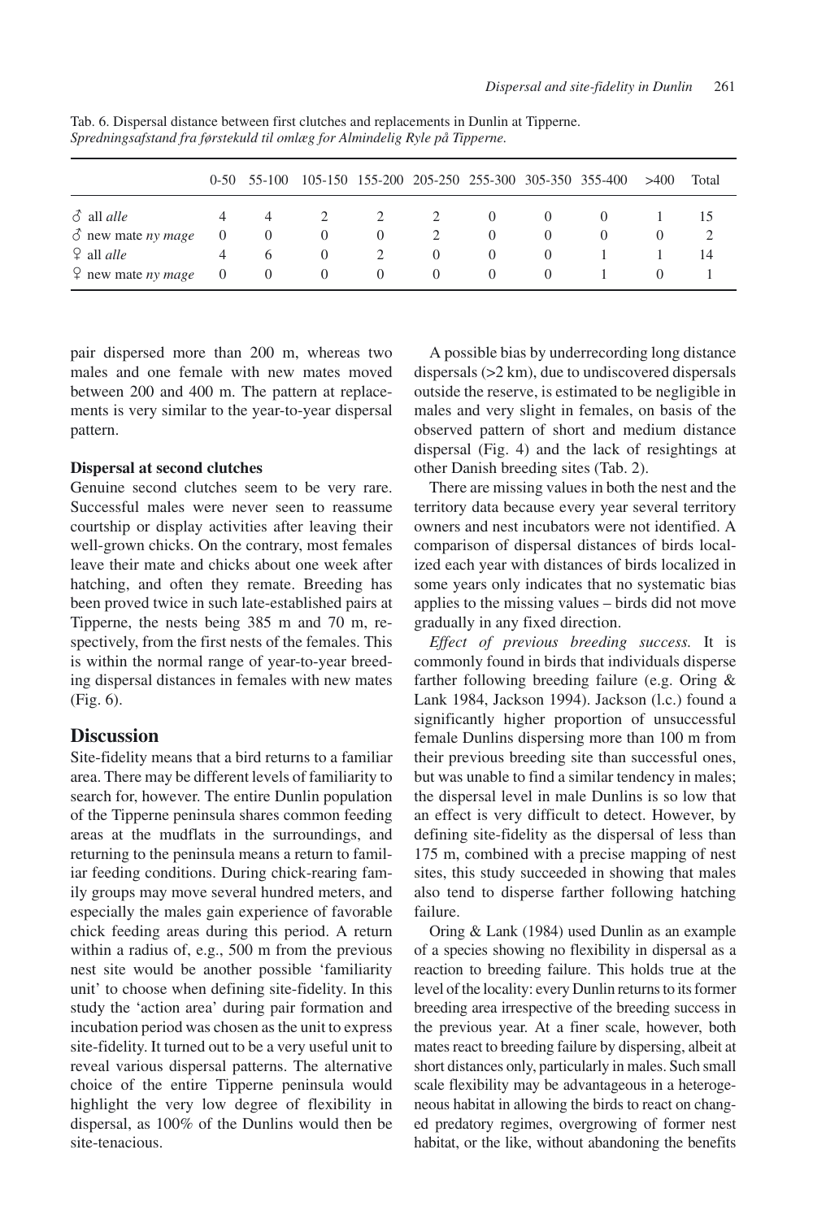Tab. 6. Dispersal distance between first clutches and replacements in Dunlin at Tipperne.
*Spredningsafstand fra førstekuld til omlæg for Almindelig Ryle på Tipperne.*

| | 0-50 | 55-100 | 105-150 | 155-200 | 205-250 | 255-300 | 305-350 | 355-400 | >400 | Total |
|---|---|---|---|---|---|---|---|---|---|---|
| ♂ all *alle* | 4 | 4 | 2 | 2 | 2 | 0 | 0 | 0 | 1 | 15 |
| ♂ new mate *ny mage* | 0 | 0 | 0 | 0 | 2 | 0 | 0 | 0 | 0 | 2 |
| ♀ all *alle* | 4 | 6 | 0 | 2 | 0 | 0 | 0 | 1 | 1 | 14 |
| ♀ new mate *ny mage* | 0 | 0 | 0 | 0 | 0 | 0 | 0 | 1 | 0 | 1 |

pair dispersed more than 200 m, whereas two males and one female with new mates moved between 200 and 400 m. The pattern at replacements is very similar to the year-to-year dispersal pattern.

#### Dispersal at second clutches

Genuine second clutches seem to be very rare. Successful males were never seen to reassume courtship or display activities after leaving their well-grown chicks. On the contrary, most females leave their mate and chicks about one week after hatching, and often they remate. Breeding has been proved twice in such late-established pairs at Tipperne, the nests being 385 m and 70 m, respectively, from the first nests of the females. This is within the normal range of year-to-year breeding dispersal distances in females with new mates (Fig. 6).

## Discussion

Site-fidelity means that a bird returns to a familiar area. There may be different levels of familiarity to search for, however. The entire Dunlin population of the Tipperne peninsula shares common feeding areas at the mudflats in the surroundings, and returning to the peninsula means a return to familiar feeding conditions. During chick-rearing family groups may move several hundred meters, and especially the males gain experience of favorable chick feeding areas during this period. A return within a radius of, e.g., 500 m from the previous nest site would be another possible 'familiarity unit' to choose when defining site-fidelity. In this study the 'action area' during pair formation and incubation period was chosen as the unit to express site-fidelity. It turned out to be a very useful unit to reveal various dispersal patterns. The alternative choice of the entire Tipperne peninsula would highlight the very low degree of flexibility in dispersal, as 100% of the Dunlins would then be site-tenacious.

A possible bias by underrecording long distance dispersals (>2 km), due to undiscovered dispersals outside the reserve, is estimated to be negligible in males and very slight in females, on basis of the observed pattern of short and medium distance dispersal (Fig. 4) and the lack of resightings at other Danish breeding sites (Tab. 2).

There are missing values in both the nest and the territory data because every year several territory owners and nest incubators were not identified. A comparison of dispersal distances of birds localized each year with distances of birds localized in some years only indicates that no systematic bias applies to the missing values – birds did not move gradually in any fixed direction.

*Effect of previous breeding success.* It is commonly found in birds that individuals disperse farther following breeding failure (e.g. Oring & Lank 1984, Jackson 1994). Jackson (l.c.) found a significantly higher proportion of unsuccessful female Dunlins dispersing more than 100 m from their previous breeding site than successful ones, but was unable to find a similar tendency in males; the dispersal level in male Dunlins is so low that an effect is very difficult to detect. However, by defining site-fidelity as the dispersal of less than 175 m, combined with a precise mapping of nest sites, this study succeeded in showing that males also tend to disperse farther following hatching failure.

Oring & Lank (1984) used Dunlin as an example of a species showing no flexibility in dispersal as a reaction to breeding failure. This holds true at the level of the locality: every Dunlin returns to its former breeding area irrespective of the breeding success in the previous year. At a finer scale, however, both mates react to breeding failure by dispersing, albeit at short distances only, particularly in males. Such small scale flexibility may be advantageous in a heterogeneous habitat in allowing the birds to react on changed predatory regimes, overgrowing of former nest habitat, or the like, without abandoning the benefits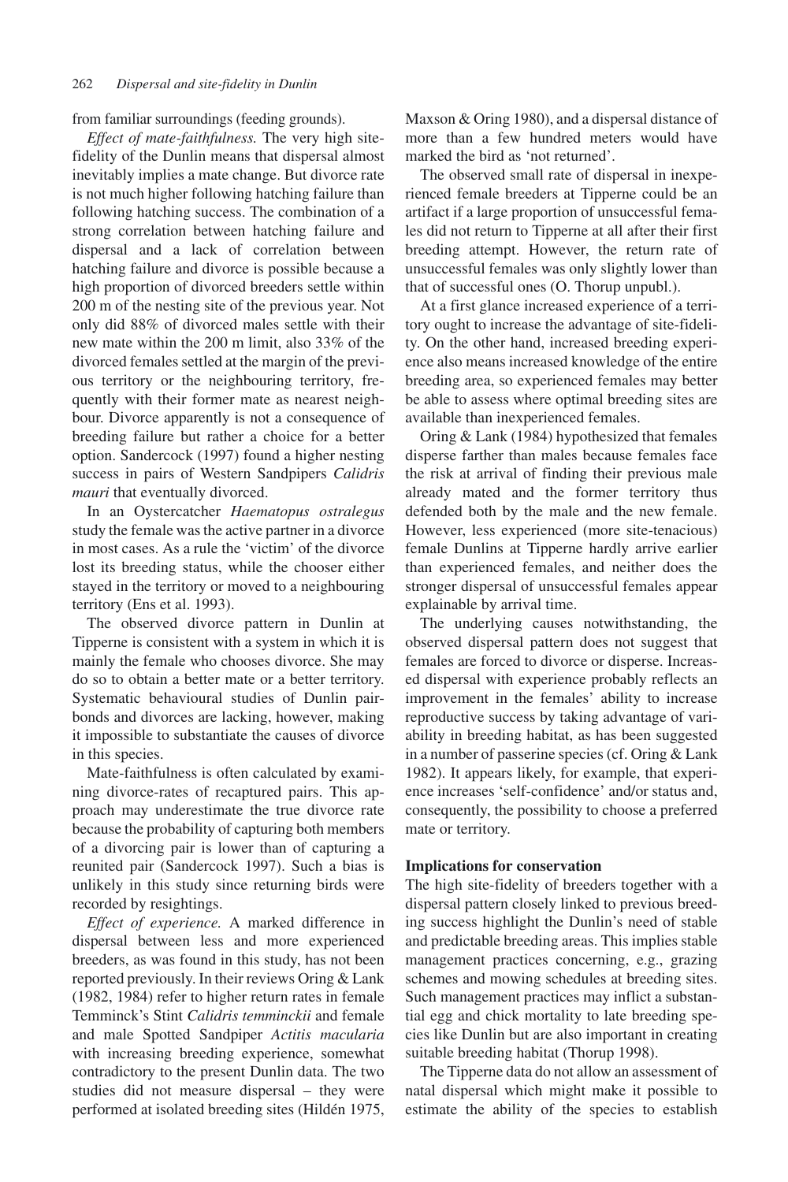from familiar surroundings (feeding grounds).

*Effect of mate-faithfulness.* The very high site-fidelity of the Dunlin means that dispersal almost inevitably implies a mate change. But divorce rate is not much higher following hatching failure than following hatching success. The combination of a strong correlation between hatching failure and dispersal and a lack of correlation between hatching failure and divorce is possible because a high proportion of divorced breeders settle within 200 m of the nesting site of the previous year. Not only did 88% of divorced males settle with their new mate within the 200 m limit, also 33% of the divorced females settled at the margin of the previous territory or the neighbouring territory, frequently with their former mate as nearest neighbour. Divorce apparently is not a consequence of breeding failure but rather a choice for a better option. Sandercock (1997) found a higher nesting success in pairs of Western Sandpipers *Calidris mauri* that eventually divorced.

In an Oystercatcher *Haematopus ostralegus* study the female was the active partner in a divorce in most cases. As a rule the 'victim' of the divorce lost its breeding status, while the chooser either stayed in the territory or moved to a neighbouring territory (Ens et al. 1993).

The observed divorce pattern in Dunlin at Tipperne is consistent with a system in which it is mainly the female who chooses divorce. She may do so to obtain a better mate or a better territory. Systematic behavioural studies of Dunlin pair-bonds and divorces are lacking, however, making it impossible to substantiate the causes of divorce in this species.

Mate-faithfulness is often calculated by examining divorce-rates of recaptured pairs. This approach may underestimate the true divorce rate because the probability of capturing both members of a divorcing pair is lower than of capturing a reunited pair (Sandercock 1997). Such a bias is unlikely in this study since returning birds were recorded by resightings.

*Effect of experience.* A marked difference in dispersal between less and more experienced breeders, as was found in this study, has not been reported previously. In their reviews Oring & Lank (1982, 1984) refer to higher return rates in female Temminck's Stint *Calidris temminckii* and female and male Spotted Sandpiper *Actitis macularia* with increasing breeding experience, somewhat contradictory to the present Dunlin data. The two studies did not measure dispersal – they were performed at isolated breeding sites (Hildén 1975, Maxson & Oring 1980), and a dispersal distance of more than a few hundred meters would have marked the bird as 'not returned'.

The observed small rate of dispersal in inexperienced female breeders at Tipperne could be an artifact if a large proportion of unsuccessful females did not return to Tipperne at all after their first breeding attempt. However, the return rate of unsuccessful females was only slightly lower than that of successful ones (O. Thorup unpubl.).

At a first glance increased experience of a territory ought to increase the advantage of site-fidelity. On the other hand, increased breeding experience also means increased knowledge of the entire breeding area, so experienced females may better be able to assess where optimal breeding sites are available than inexperienced females.

Oring & Lank (1984) hypothesized that females disperse farther than males because females face the risk at arrival of finding their previous male already mated and the former territory thus defended both by the male and the new female. However, less experienced (more site-tenacious) female Dunlins at Tipperne hardly arrive earlier than experienced females, and neither does the stronger dispersal of unsuccessful females appear explainable by arrival time.

The underlying causes notwithstanding, the observed dispersal pattern does not suggest that females are forced to divorce or disperse. Increased dispersal with experience probably reflects an improvement in the females' ability to increase reproductive success by taking advantage of variability in breeding habitat, as has been suggested in a number of passerine species (cf. Oring & Lank 1982). It appears likely, for example, that experience increases 'self-confidence' and/or status and, consequently, the possibility to choose a preferred mate or territory.

**Implications for conservation**

The high site-fidelity of breeders together with a dispersal pattern closely linked to previous breeding success highlight the Dunlin's need of stable and predictable breeding areas. This implies stable management practices concerning, e.g., grazing schemes and mowing schedules at breeding sites. Such management practices may inflict a substantial egg and chick mortality to late breeding species like Dunlin but are also important in creating suitable breeding habitat (Thorup 1998).

The Tipperne data do not allow an assessment of natal dispersal which might make it possible to estimate the ability of the species to establish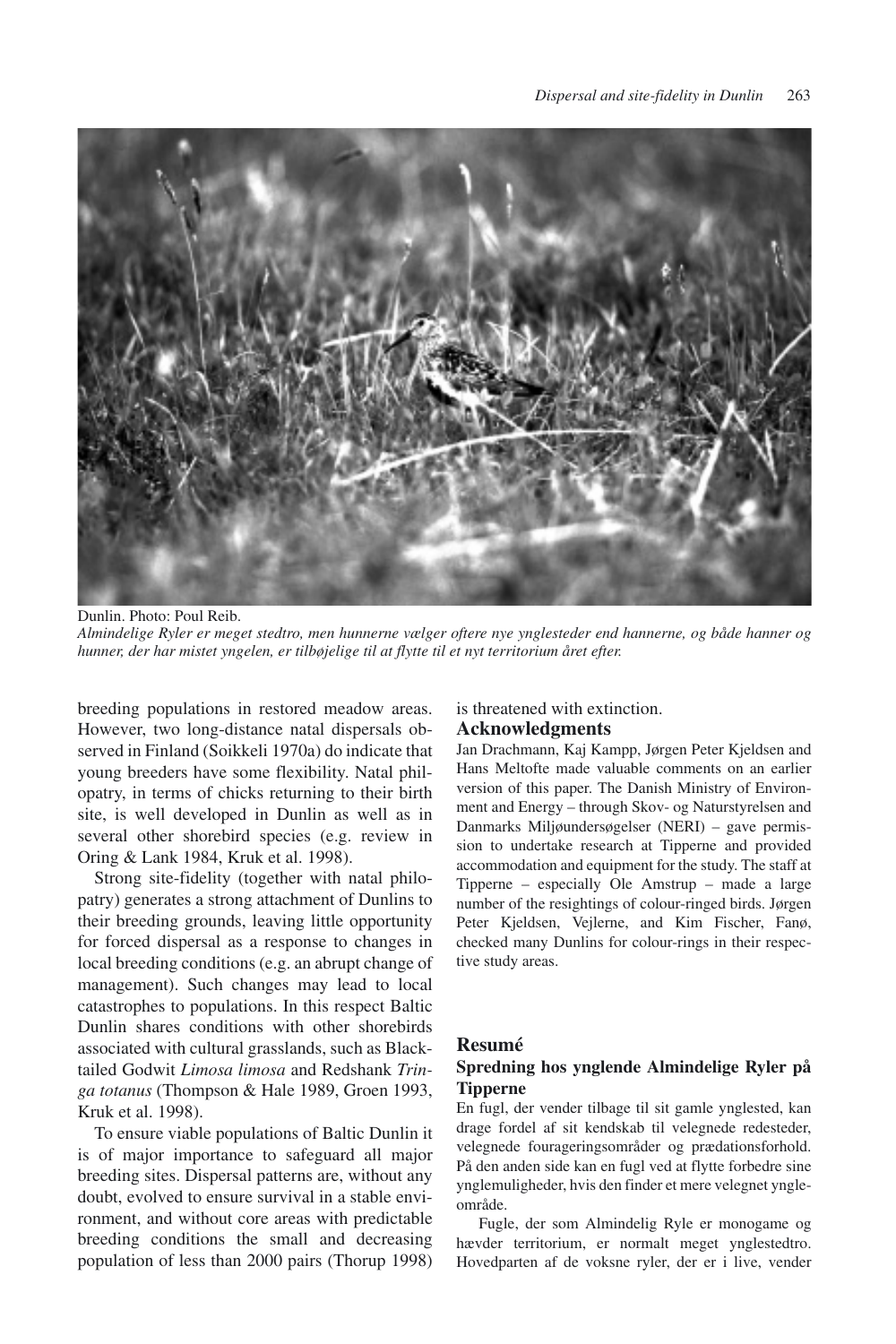Dunlin. Photo: Poul Reib.

*Almindelige Ryler er meget stedtro, men hunnerne vælger oftere nye ynglesteder end hannerne, og både hanner og hunner, der har mistet yngelen, er tilbøjelige til at flytte til et nyt territorium året efter.*

breeding populations in restored meadow areas. However, two long-distance natal dispersals observed in Finland (Soikkeli 1970a) do indicate that young breeders have some flexibility. Natal philopatry, in terms of chicks returning to their birth site, is well developed in Dunlin as well as in several other shorebird species (e.g. review in Oring & Lank 1984, Kruk et al. 1998).

Strong site-fidelity (together with natal philopatry) generates a strong attachment of Dunlins to their breeding grounds, leaving little opportunity for forced dispersal as a response to changes in local breeding conditions (e.g. an abrupt change of management). Such changes may lead to local catastrophes to populations. In this respect Baltic Dunlin shares conditions with other shorebirds associated with cultural grasslands, such as Black-tailed Godwit *Limosa limosa* and Redshank *Tringa totanus* (Thompson & Hale 1989, Groen 1993, Kruk et al. 1998).

To ensure viable populations of Baltic Dunlin it is of major importance to safeguard all major breeding sites. Dispersal patterns are, without any doubt, evolved to ensure survival in a stable environment, and without core areas with predictable breeding conditions the small and decreasing population of less than 2000 pairs (Thorup 1998) is threatened with extinction.

## Acknowledgments

Jan Drachmann, Kaj Kampp, Jørgen Peter Kjeldsen and Hans Meltofte made valuable comments on an earlier version of this paper. The Danish Ministry of Environment and Energy – through Skov- og Naturstyrelsen and Danmarks Miljøundersøgelser (NERI) – gave permission to undertake research at Tipperne and provided accommodation and equipment for the study. The staff at Tipperne – especially Ole Amstrup – made a large number of the resightings of colour-ringed birds. Jørgen Peter Kjeldsen, Vejlerne, and Kim Fischer, Fanø, checked many Dunlins for colour-rings in their respective study areas.

## Resumé

### Spredning hos ynglende Almindelige Ryler på Tipperne

En fugl, der vender tilbage til sit gamle ynglested, kan drage fordel af sit kendskab til velegnede redesteder, velegnede fourageringsområder og prædationsforhold. På den anden side kan en fugl ved at flytte forbedre sine ynglemuligheder, hvis den finder et mere velegnet yngleområde.

Fugle, der som Almindelig Ryle er monogame og hævder territorium, er normalt meget ynglestedtro. Hovedparten af de voksne ryler, der er i live, vender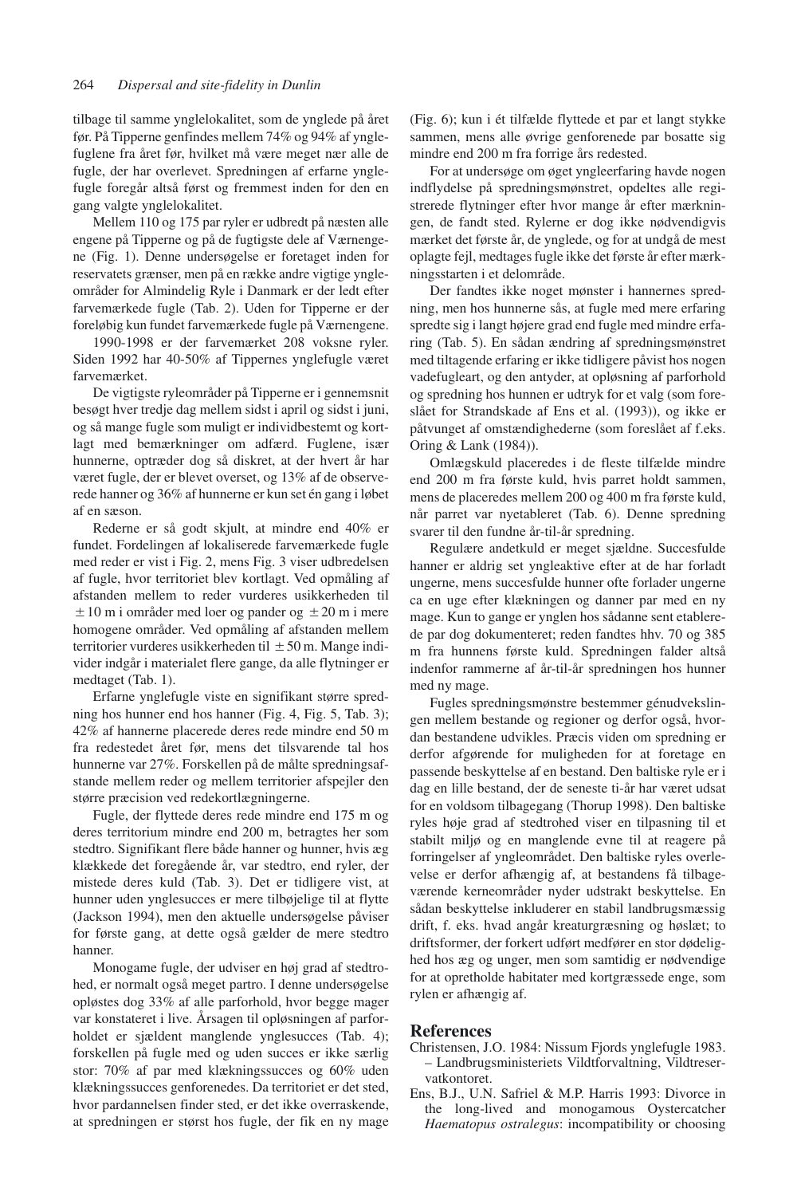tilbage til samme ynglelokalitet, som de ynglede på året før. På Tipperne genfindes mellem 74% og 94% af ynglefuglene fra året før, hvilket må være meget nær alle de fugle, der har overlevet. Spredningen af erfarne ynglefugle foregår altså først og fremmest inden for den en gang valgte ynglelokalitet.

Mellem 110 og 175 par ryler er udbredt på næsten alle engene på Tipperne og på de fugtigste dele af Værnengene (Fig. 1). Denne undersøgelse er foretaget inden for reservatets grænser, men på en række andre vigtige yngleområder for Almindelig Ryle i Danmark er der ledt efter farvemærkede fugle (Tab. 2). Uden for Tipperne er der foreløbig kun fundet farvemærkede fugle på Værnengene.

1990-1998 er der farvemærket 208 voksne ryler. Siden 1992 har 40-50% af Tippernes ynglefugle været farvemærket.

De vigtigste ryleområder på Tipperne er i gennemsnit besøgt hver tredje dag mellem sidst i april og sidst i juni, og så mange fugle som muligt er individbestemt og kortlagt med bemærkninger om adfærd. Fuglene, især hunnerne, optræder dog så diskret, at der hvert år har været fugle, der er blevet overset, og 13% af de observerede hanner og 36% af hunnerne er kun set én gang i løbet af en sæson.

Rederne er så godt skjult, at mindre end 40% er fundet. Fordelingen af lokaliserede farvemærkede fugle med reder er vist i Fig. 2, mens Fig. 3 viser udbredelsen af fugle, hvor territoriet blev kortlagt. Ved opmåling af afstanden mellem to reder vurderes usikkerheden til $\pm 10$ m i områder med loer og pander og $\pm 20$ m i mere homogene områder. Ved opmåling af afstanden mellem territorier vurderes usikkerheden til $\pm 50$ m. Mange individer indgår i materialet flere gange, da alle flytninger er medtaget (Tab. 1).

Erfarne ynglefugle viste en signifikant større spredning hos hunner end hos hanner (Fig. 4, Fig. 5, Tab. 3); 42% af hannerne placerede deres rede mindre end 50 m fra redestedet året før, mens det tilsvarende tal hos hunnerne var 27%. Forskellen på de målte spredningsafstande mellem reder og mellem territorier afspejler den større præcision ved redekortlægningerne.

Fugle, der flyttede deres rede mindre end 175 m og deres territorium mindre end 200 m, betragtes her som stedtro. Signifikant flere både hanner og hunner, hvis æg klækkede det foregående år, var stedtro, end ryler, der mistede deres kuld (Tab. 3). Det er tidligere vist, at hunner uden ynglesucces er mere tilbøjelige til at flytte (Jackson 1994), men den aktuelle undersøgelse påviser for første gang, at dette også gælder de mere stedtro hanner.

Monogame fugle, der udviser en høj grad af stedtrohed, er normalt også meget partro. I denne undersøgelse opløstes dog 33% af alle parforhold, hvor begge mager var konstateret i live. Årsagen til opløsningen af parforholdet er sjældent manglende ynglesucces (Tab. 4); forskellen på fugle med og uden succes er ikke særlig stor: 70% af par med klækningssucces og 60% uden klækningssucces genforenedes. Da territoriet er det sted, hvor pardannelsen finder sted, er det ikke overraskende, at spredningen er størst hos fugle, der fik en ny mage (Fig. 6); kun i ét tilfælde flyttede et par et langt stykke sammen, mens alle øvrige genforenede par bosatte sig mindre end 200 m fra forrige års redested.

For at undersøge om øget yngleerfaring havde nogen indflydelse på spredningsmønstret, opdeltes alle registrerede flytninger efter hvor mange år efter mærkningen, de fandt sted. Rylerne er dog ikke nødvendigvis mærket det første år, de ynglede, og for at undgå de mest oplagte fejl, medtages fugle ikke det første år efter mærkningsstarten i et delområde.

Der fandtes ikke noget mønster i hannernes spredning, men hos hunnerne sås, at fugle med mere erfaring spredte sig i langt højere grad end fugle med mindre erfaring (Tab. 5). En sådan ændring af spredningsmønstret med tiltagende erfaring er ikke tidligere påvist hos nogen vadefugleart, og den antyder, at opløsning af parforhold og spredning hos hunnen er udtryk for et valg (som foreslået for Strandskade af Ens et al. (1993)), og ikke er påtvunget af omstændighederne (som foreslået af f.eks. Oring & Lank (1984)).

Omlægskuld placeredes i de fleste tilfælde mindre end 200 m fra første kuld, hvis parret holdt sammen, mens de placeredes mellem 200 og 400 m fra første kuld, når parret var nyetableret (Tab. 6). Denne spredning svarer til den fundne år-til-år spredning.

Regulære andetkuld er meget sjældne. Succesfulde hanner er aldrig set yngleaktive efter at de har forladt ungerne, mens succesfulde hunner ofte forlader ungerne ca en uge efter klækningen og danner par med en ny mage. Kun to gange er ynglen hos sådanne sent etablerede par dog dokumenteret; reden fandtes hhv. 70 og 385 m fra hunnens første kuld. Spredningen falder altså indenfor rammerne af år-til-år spredningen hos hunner med ny mage.

Fugles spredningsmønstre bestemmer génudvekslingen mellem bestande og regioner og derfor også, hvordan bestandene udvikles. Præcis viden om spredning er derfor afgørende for muligheden for at foretage en passende beskyttelse af en bestand. Den baltiske ryle er i dag en lille bestand, der de seneste ti-år har været udsat for en voldsom tilbagegang (Thorup 1998). Den baltiske ryles høje grad af stedtrohed viser en tilpasning til et stabilt miljø og en manglende evne til at reagere på forringelser af yngleområdet. Den baltiske ryles overlevelse er derfor afhængig af, at bestandens få tilbageværende kerneområder nyder udstrakt beskyttelse. En sådan beskyttelse inkluderer en stabil landbrugsmæssig drift, f. eks. hvad angår kreaturgræsning og høslæt; to driftsformer, der forkert udført medfører en stor dødelighed hos æg og unger, men som samtidig er nødvendige for at opretholde habitater med kortgræssede enge, som rylen er afhængig af.

## References

Christensen, J.O. 1984: Nissum Fjords ynglefugle 1983. – Landbrugsministeriets Vildtforvaltning, Vildtreservatkontoret.

Ens, B.J., U.N. Safriel & M.P. Harris 1993: Divorce in the long-lived and monogamous Oystercatcher *Haematopus ostralegus*: incompatibility or choosing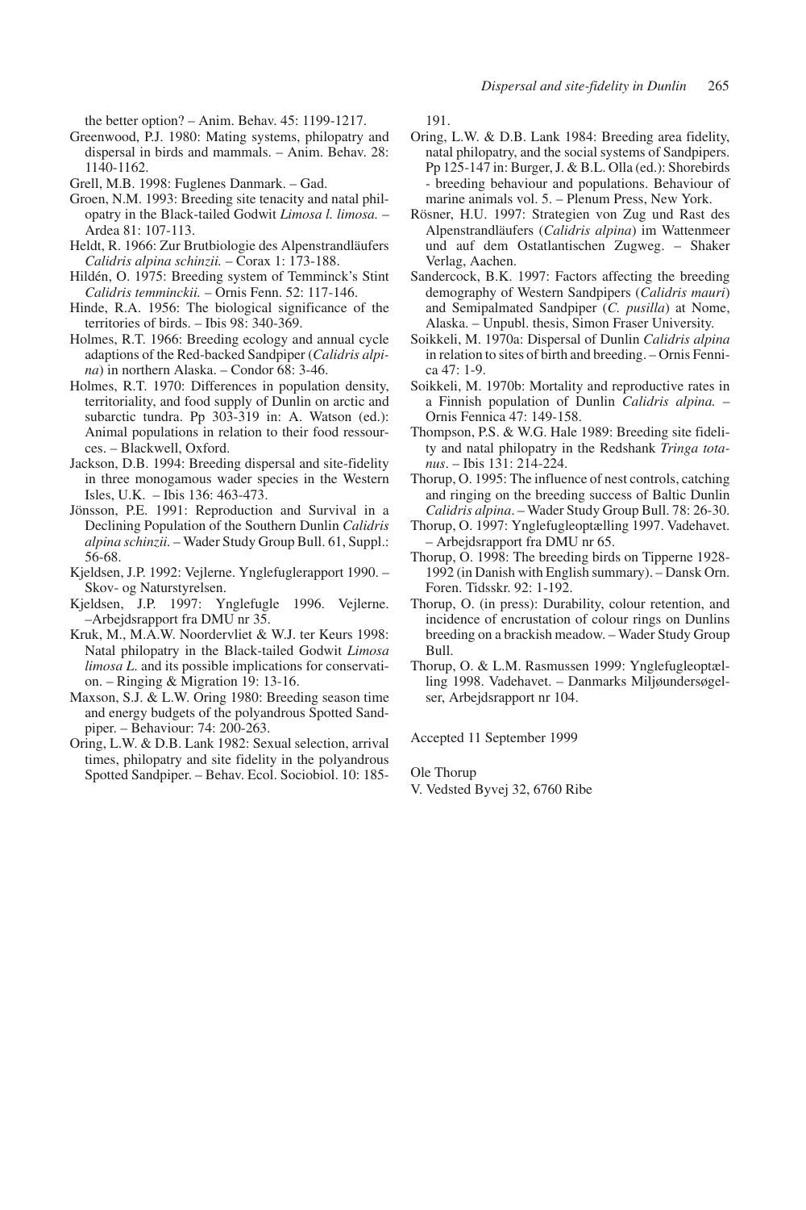the better option? – Anim. Behav. 45: 1199-1217.

Greenwood, P.J. 1980: Mating systems, philopatry and dispersal in birds and mammals. – Anim. Behav. 28: 1140-1162.

Grell, M.B. 1998: Fuglenes Danmark. – Gad.

Groen, N.M. 1993: Breeding site tenacity and natal philopatry in the Black-tailed Godwit *Limosa l. limosa.* – Ardea 81: 107-113.

Heldt, R. 1966: Zur Brutbiologie des Alpenstrandläufers *Calidris alpina schinzii.* – Corax 1: 173-188.

Hildén, O. 1975: Breeding system of Temminck's Stint *Calidris temminckii.* – Ornis Fenn. 52: 117-146.

Hinde, R.A. 1956: The biological significance of the territories of birds. – Ibis 98: 340-369.

Holmes, R.T. 1966: Breeding ecology and annual cycle adaptions of the Red-backed Sandpiper (*Calidris alpina*) in northern Alaska. – Condor 68: 3-46.

Holmes, R.T. 1970: Differences in population density, territoriality, and food supply of Dunlin on arctic and subarctic tundra. Pp 303-319 in: A. Watson (ed.): Animal populations in relation to their food ressources. – Blackwell, Oxford.

Jackson, D.B. 1994: Breeding dispersal and site-fidelity in three monogamous wader species in the Western Isles, U.K. – Ibis 136: 463-473.

Jönsson, P.E. 1991: Reproduction and Survival in a Declining Population of the Southern Dunlin *Calidris alpina schinzii.* – Wader Study Group Bull. 61, Suppl.: 56-68.

Kjeldsen, J.P. 1992: Vejlerne. Ynglefuglerapport 1990. – Skov- og Naturstyrelsen.

Kjeldsen, J.P. 1997: Ynglefugle 1996. Vejlerne. –Arbejdsrapport fra DMU nr 35.

Kruk, M., M.A.W. Noordervliet & W.J. ter Keurs 1998: Natal philopatry in the Black-tailed Godwit *Limosa limosa L.* and its possible implications for conservation. – Ringing & Migration 19: 13-16.

Maxson, S.J. & L.W. Oring 1980: Breeding season time and energy budgets of the polyandrous Spotted Sandpiper. – Behaviour: 74: 200-263.

Oring, L.W. & D.B. Lank 1982: Sexual selection, arrival times, philopatry and site fidelity in the polyandrous Spotted Sandpiper. – Behav. Ecol. Sociobiol. 10: 185-191.

Oring, L.W. & D.B. Lank 1984: Breeding area fidelity, natal philopatry, and the social systems of Sandpipers. Pp 125-147 in: Burger, J. & B.L. Olla (ed.): Shorebirds - breeding behaviour and populations. Behaviour of marine animals vol. 5. – Plenum Press, New York.

Rösner, H.U. 1997: Strategien von Zug und Rast des Alpenstrandläufers (*Calidris alpina*) im Wattenmeer und auf dem Ostatlantischen Zugweg. – Shaker Verlag, Aachen.

Sandercock, B.K. 1997: Factors affecting the breeding demography of Western Sandpipers (*Calidris mauri*) and Semipalmated Sandpiper (*C. pusilla*) at Nome, Alaska. – Unpubl. thesis, Simon Fraser University.

Soikkeli, M. 1970a: Dispersal of Dunlin *Calidris alpina* in relation to sites of birth and breeding. – Ornis Fennica 47: 1-9.

Soikkeli, M. 1970b: Mortality and reproductive rates in a Finnish population of Dunlin *Calidris alpina.* – Ornis Fennica 47: 149-158.

Thompson, P.S. & W.G. Hale 1989: Breeding site fidelity and natal philopatry in the Redshank *Tringa totanus*. – Ibis 131: 214-224.

Thorup, O. 1995: The influence of nest controls, catching and ringing on the breeding success of Baltic Dunlin *Calidris alpina*. – Wader Study Group Bull. 78: 26-30.

Thorup, O. 1997: Ynglefugleoptælling 1997. Vadehavet. – Arbejdsrapport fra DMU nr 65.

Thorup, O. 1998: The breeding birds on Tipperne 1928-1992 (in Danish with English summary). – Dansk Orn. Foren. Tidsskr. 92: 1-192.

Thorup, O. (in press): Durability, colour retention, and incidence of encrustation of colour rings on Dunlins breeding on a brackish meadow. – Wader Study Group Bull.

Thorup, O. & L.M. Rasmussen 1999: Ynglefugleoptælling 1998. Vadehavet. – Danmarks Miljøundersøgelser, Arbejdsrapport nr 104.

Accepted 11 September 1999

Ole Thorup
V. Vedsted Byvej 32, 6760 Ribe